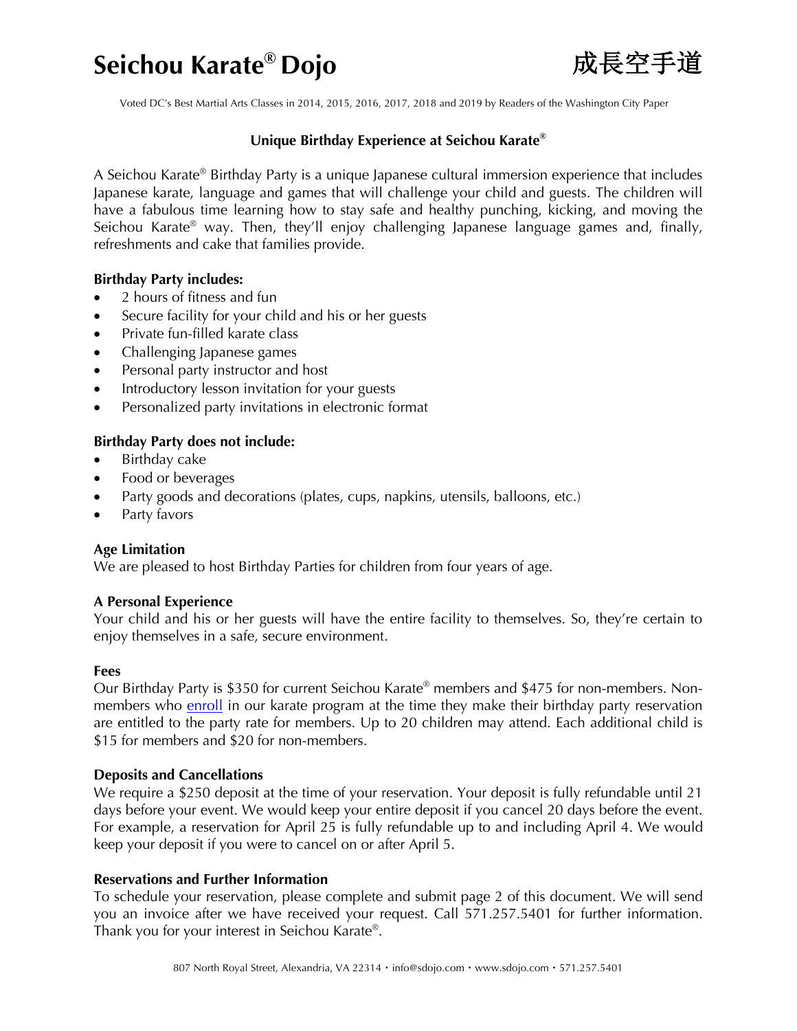# Seichou Karate® Dojo 成長空手道

Voted DC's Best Martial Arts Classes in 2014, 2015, 2016, 2017, 2018 and 2019 by Readers of the Washington City Paper

## Unique Birthday Experience at Seichou Karate®

A Seichou Karate® Birthday Party is a unique Japanese cultural immersion experience that includes Japanese karate, language and games that will challenge your child and guests. The children will have a fabulous time learning how to stay safe and healthy punching, kicking, and moving the Seichou Karate® way. Then, they'll enjoy challenging Japanese language games and, finally, refreshments and cake that families provide.

**Birthday Party includes:**

- 2 hours of fitness and fun
- Secure facility for your child and his or her guests
- Private fun-filled karate class
- Challenging Japanese games
- Personal party instructor and host
- Introductory lesson invitation for your guests
- Personalized party invitations in electronic format

**Birthday Party does not include:**

- Birthday cake
- Food or beverages
- Party goods and decorations (plates, cups, napkins, utensils, balloons, etc.)
- Party favors

**Age Limitation**

We are pleased to host Birthday Parties for children from four years of age.

**A Personal Experience**

Your child and his or her guests will have the entire facility to themselves. So, they're certain to enjoy themselves in a safe, secure environment.

**Fees**

Our Birthday Party is $350 for current Seichou Karate® members and $475 for non-members. Non-members who enroll in our karate program at the time they make their birthday party reservation are entitled to the party rate for members. Up to 20 children may attend. Each additional child is $15 for members and $20 for non-members.

**Deposits and Cancellations**

We require a $250 deposit at the time of your reservation. Your deposit is fully refundable until 21 days before your event. We would keep your entire deposit if you cancel 20 days before the event. For example, a reservation for April 25 is fully refundable up to and including April 4. We would keep your deposit if you were to cancel on or after April 5.

**Reservations and Further Information**

To schedule your reservation, please complete and submit page 2 of this document. We will send you an invoice after we have received your request. Call 571.257.5401 for further information. Thank you for your interest in Seichou Karate®.

807 North Royal Street, Alexandria, VA 22314 • info@sdojo.com • www.sdojo.com • 571.257.5401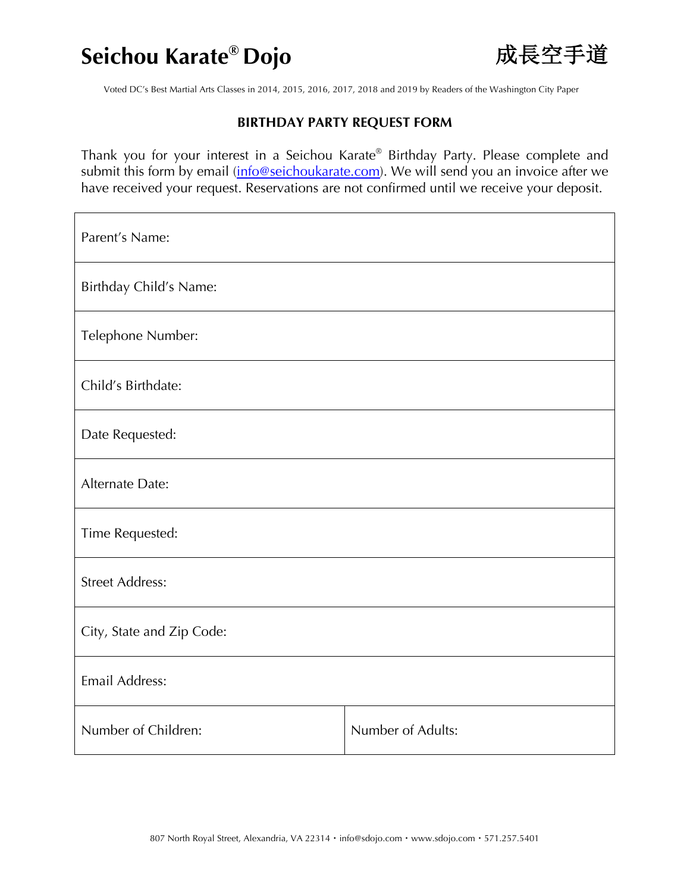# Seichou Karate® Dojo 成長空手道

Voted DC's Best Martial Arts Classes in 2014, 2015, 2016, 2017, 2018 and 2019 by Readers of the Washington City Paper

## BIRTHDAY PARTY REQUEST FORM

Thank you for your interest in a Seichou Karate® Birthday Party. Please complete and submit this form by email (info@seichoukarate.com). We will send you an invoice after we have received your request. Reservations are not confirmed until we receive your deposit.

| | |
|---|---|
| Parent's Name: | |
| Birthday Child's Name: | |
| Telephone Number: | |
| Child's Birthdate: | |
| Date Requested: | |
| Alternate Date: | |
| Time Requested: | |
| Street Address: | |
| City, State and Zip Code: | |
| Email Address: | |
| Number of Children: | Number of Adults: |

807 North Royal Street, Alexandria, VA 22314 • info@sdojo.com • www.sdojo.com • 571.257.5401